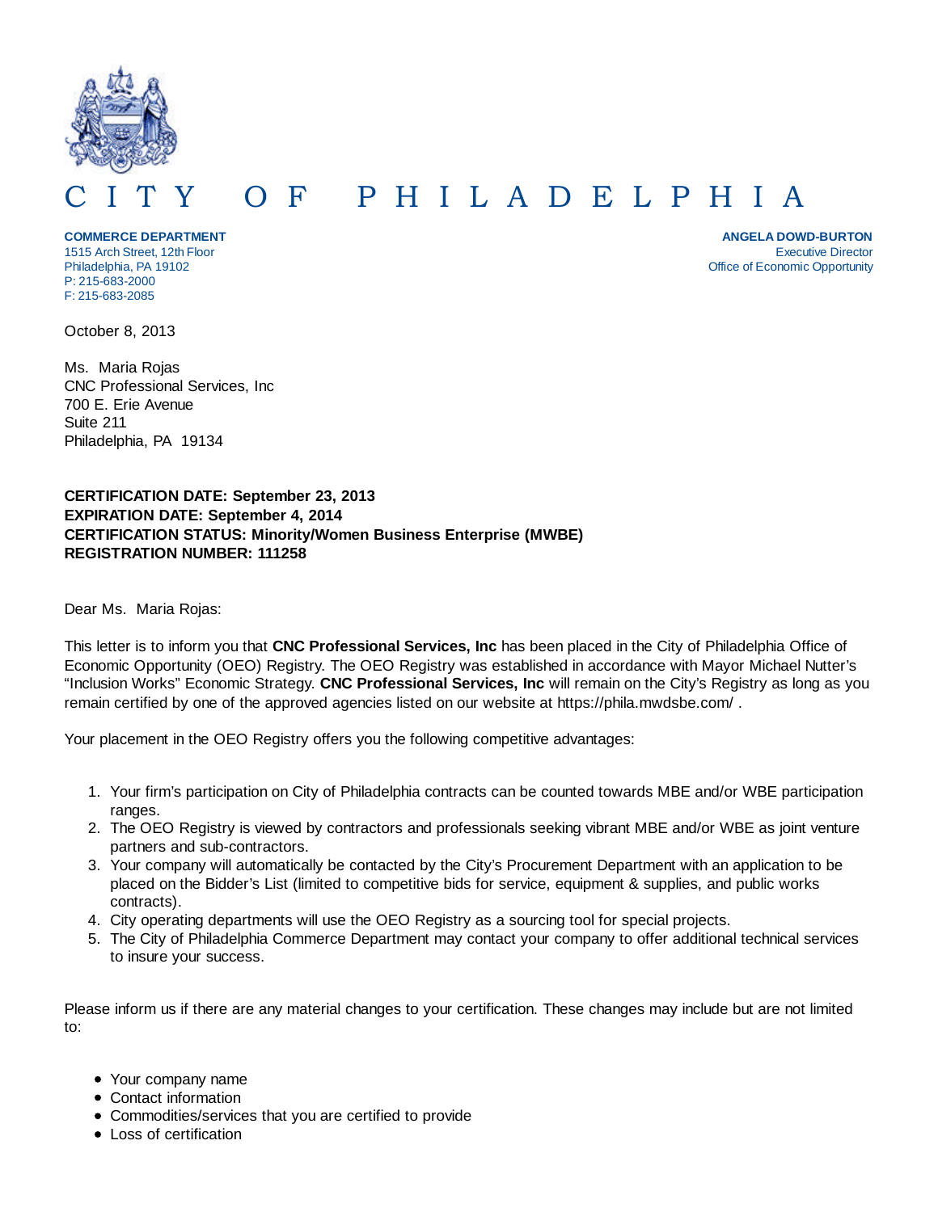# CITY OF PHILADELPHIA

**COMMERCE DEPARTMENT**
1515 Arch Street, 12th Floor
Philadelphia, PA 19102
P: 215-683-2000
F: 215-683-2085

**ANGELA DOWD-BURTON**
Executive Director
Office of Economic Opportunity

October 8, 2013

Ms. Maria Rojas
CNC Professional Services, Inc
700 E. Erie Avenue
Suite 211
Philadelphia, PA 19134

**CERTIFICATION DATE: September 23, 2013**
**EXPIRATION DATE: September 4, 2014**
**CERTIFICATION STATUS: Minority/Women Business Enterprise (MWBE)**
**REGISTRATION NUMBER: 111258**

Dear Ms. Maria Rojas:

This letter is to inform you that **CNC Professional Services, Inc** has been placed in the City of Philadelphia Office of Economic Opportunity (OEO) Registry. The OEO Registry was established in accordance with Mayor Michael Nutter's "Inclusion Works" Economic Strategy. **CNC Professional Services, Inc** will remain on the City's Registry as long as you remain certified by one of the approved agencies listed on our website at https://phila.mwdsbe.com/ .

Your placement in the OEO Registry offers you the following competitive advantages:

1. Your firm's participation on City of Philadelphia contracts can be counted towards MBE and/or WBE participation ranges.
2. The OEO Registry is viewed by contractors and professionals seeking vibrant MBE and/or WBE as joint venture partners and sub-contractors.
3. Your company will automatically be contacted by the City's Procurement Department with an application to be placed on the Bidder's List (limited to competitive bids for service, equipment & supplies, and public works contracts).
4. City operating departments will use the OEO Registry as a sourcing tool for special projects.
5. The City of Philadelphia Commerce Department may contact your company to offer additional technical services to insure your success.

Please inform us if there are any material changes to your certification. These changes may include but are not limited to:

- Your company name
- Contact information
- Commodities/services that you are certified to provide
- Loss of certification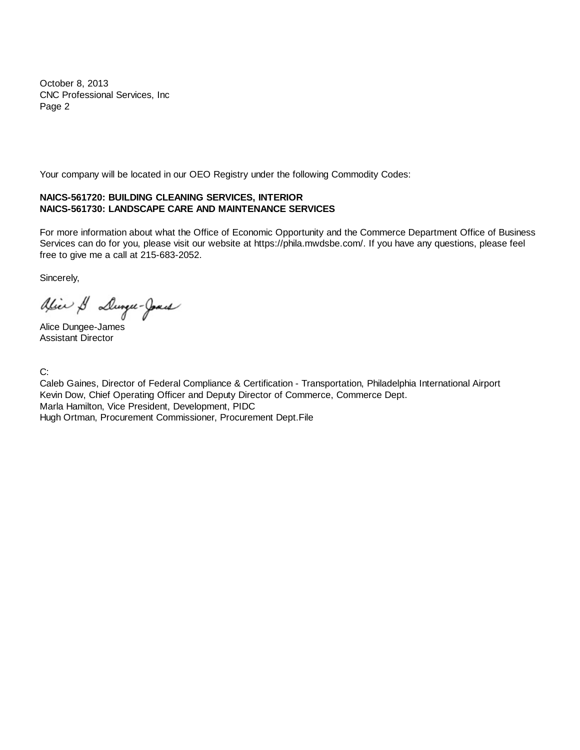Your company will be located in our OEO Registry under the following Commodity Codes:

**NAICS-561720: BUILDING CLEANING SERVICES, INTERIOR**
**NAICS-561730: LANDSCAPE CARE AND MAINTENANCE SERVICES**

For more information about what the Office of Economic Opportunity and the Commerce Department Office of Business Services can do for you, please visit our website at https://phila.mwdsbe.com/. If you have any questions, please feel free to give me a call at 215-683-2052.

Sincerely,

Alice Dungee-James
Assistant Director

C:
Caleb Gaines, Director of Federal Compliance & Certification - Transportation, Philadelphia International Airport
Kevin Dow, Chief Operating Officer and Deputy Director of Commerce, Commerce Dept.
Marla Hamilton, Vice President, Development, PIDC
Hugh Ortman, Procurement Commissioner, Procurement Dept.File